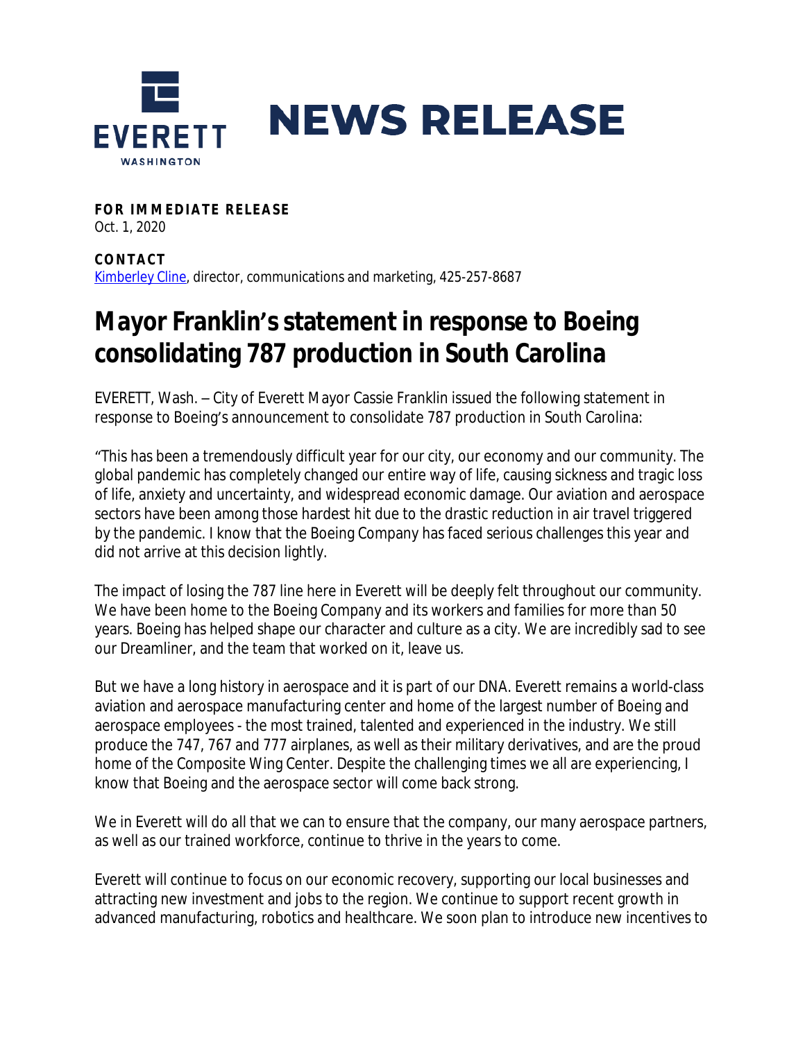EVERETT WASHINGTON

# NEWS RELEASE

**FOR IMMEDIATE RELEASE**
Oct. 1, 2020

**CONTACT**
Kimberley Cline, director, communications and marketing, 425-257-8687

## Mayor Franklin's statement in response to Boeing consolidating 787 production in South Carolina

EVERETT, Wash. – City of Everett Mayor Cassie Franklin issued the following statement in response to Boeing's announcement to consolidate 787 production in South Carolina:

"This has been a tremendously difficult year for our city, our economy and our community. The global pandemic has completely changed our entire way of life, causing sickness and tragic loss of life, anxiety and uncertainty, and widespread economic damage. Our aviation and aerospace sectors have been among those hardest hit due to the drastic reduction in air travel triggered by the pandemic. I know that the Boeing Company has faced serious challenges this year and did not arrive at this decision lightly.

The impact of losing the 787 line here in Everett will be deeply felt throughout our community. We have been home to the Boeing Company and its workers and families for more than 50 years. Boeing has helped shape our character and culture as a city. We are incredibly sad to see our Dreamliner, and the team that worked on it, leave us.

But we have a long history in aerospace and it is part of our DNA. Everett remains a world-class aviation and aerospace manufacturing center and home of the largest number of Boeing and aerospace employees - the most trained, talented and experienced in the industry. We still produce the 747, 767 and 777 airplanes, as well as their military derivatives, and are the proud home of the Composite Wing Center. Despite the challenging times we all are experiencing, I know that Boeing and the aerospace sector will come back strong.

We in Everett will do all that we can to ensure that the company, our many aerospace partners, as well as our trained workforce, continue to thrive in the years to come.

Everett will continue to focus on our economic recovery, supporting our local businesses and attracting new investment and jobs to the region. We continue to support recent growth in advanced manufacturing, robotics and healthcare. We soon plan to introduce new incentives to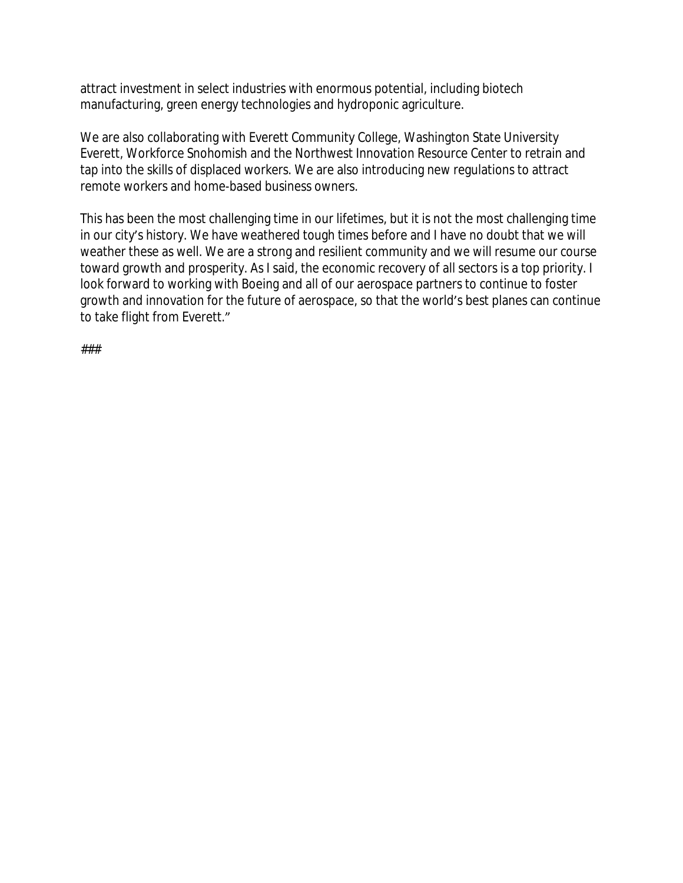attract investment in select industries with enormous potential, including biotech manufacturing, green energy technologies and hydroponic agriculture.

We are also collaborating with Everett Community College, Washington State University Everett, Workforce Snohomish and the Northwest Innovation Resource Center to retrain and tap into the skills of displaced workers. We are also introducing new regulations to attract remote workers and home-based business owners.

This has been the most challenging time in our lifetimes, but it is not the most challenging time in our city's history. We have weathered tough times before and I have no doubt that we will weather these as well. We are a strong and resilient community and we will resume our course toward growth and prosperity. As I said, the economic recovery of all sectors is a top priority. I look forward to working with Boeing and all of our aerospace partners to continue to foster growth and innovation for the future of aerospace, so that the world's best planes can continue to take flight from Everett."

###